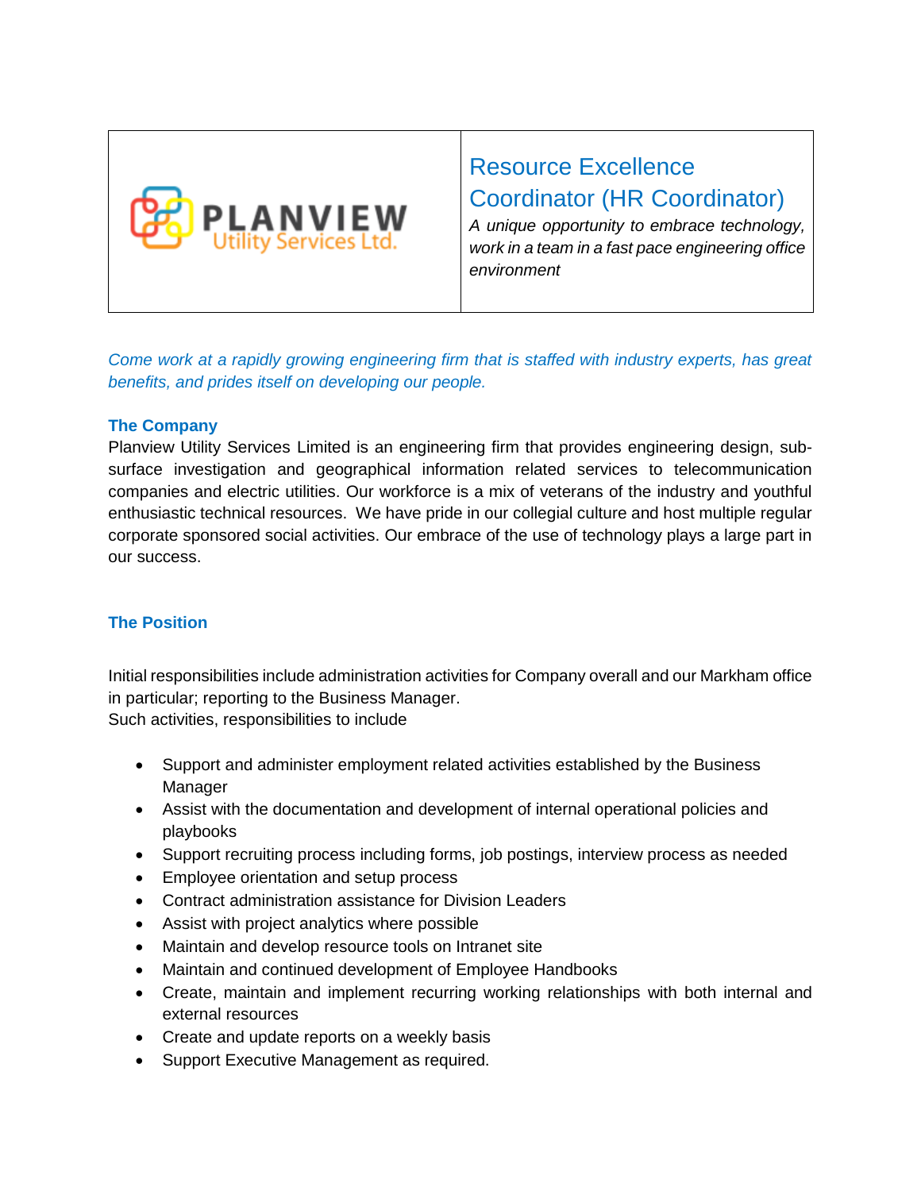PLANVIEW Utility Services Ltd.

# Resource Excellence Coordinator (HR Coordinator)

*A unique opportunity to embrace technology, work in a team in a fast pace engineering office environment*

*Come work at a rapidly growing engineering firm that is staffed with industry experts, has great benefits, and prides itself on developing our people.*

## The Company

Planview Utility Services Limited is an engineering firm that provides engineering design, sub-surface investigation and geographical information related services to telecommunication companies and electric utilities. Our workforce is a mix of veterans of the industry and youthful enthusiastic technical resources. We have pride in our collegial culture and host multiple regular corporate sponsored social activities. Our embrace of the use of technology plays a large part in our success.

## The Position

Initial responsibilities include administration activities for Company overall and our Markham office in particular; reporting to the Business Manager.
Such activities, responsibilities to include

- Support and administer employment related activities established by the Business Manager
- Assist with the documentation and development of internal operational policies and playbooks
- Support recruiting process including forms, job postings, interview process as needed
- Employee orientation and setup process
- Contract administration assistance for Division Leaders
- Assist with project analytics where possible
- Maintain and develop resource tools on Intranet site
- Maintain and continued development of Employee Handbooks
- Create, maintain and implement recurring working relationships with both internal and external resources
- Create and update reports on a weekly basis
- Support Executive Management as required.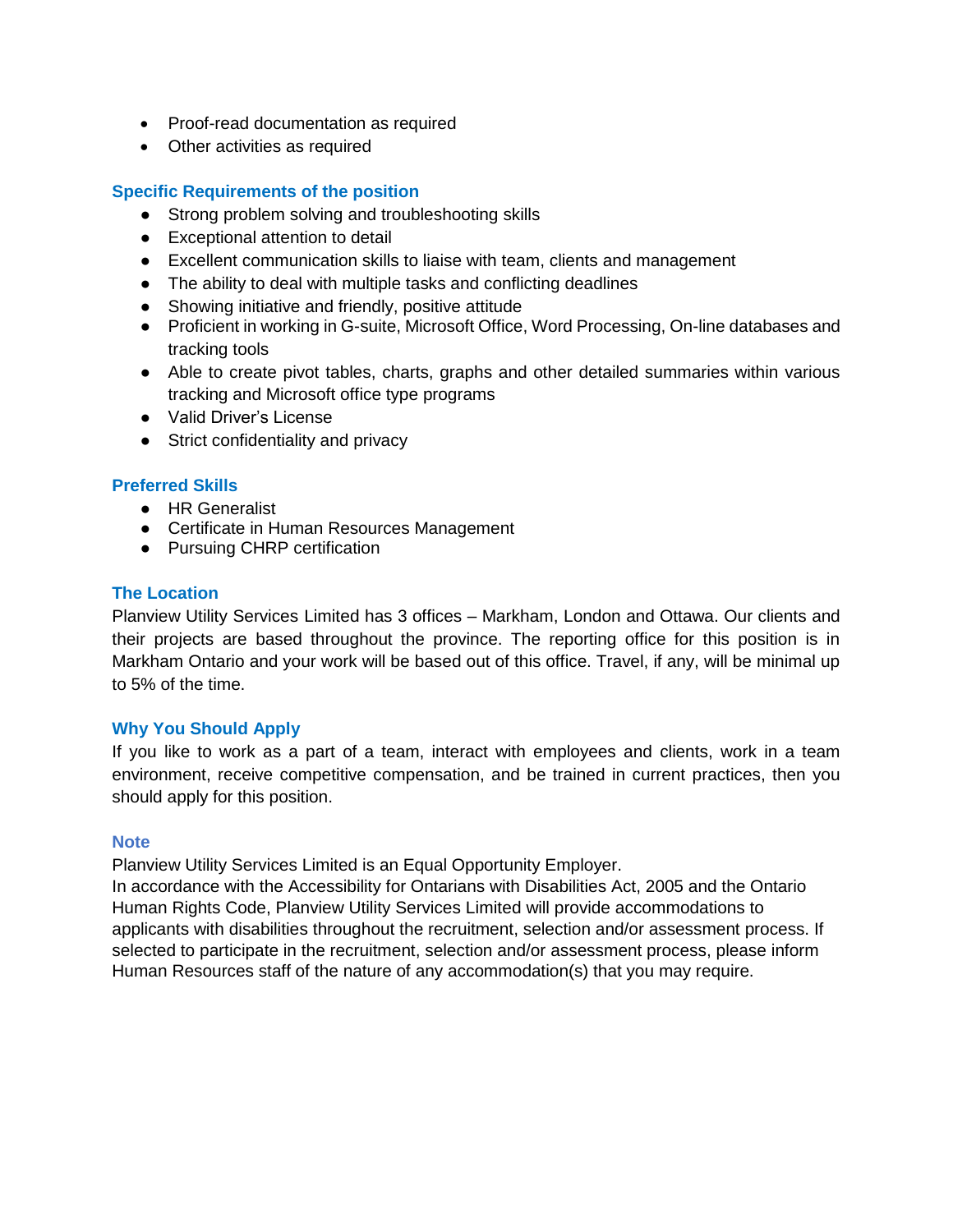- Proof-read documentation as required
- Other activities as required

## Specific Requirements of the position

- Strong problem solving and troubleshooting skills
- Exceptional attention to detail
- Excellent communication skills to liaise with team, clients and management
- The ability to deal with multiple tasks and conflicting deadlines
- Showing initiative and friendly, positive attitude
- Proficient in working in G-suite, Microsoft Office, Word Processing, On-line databases and tracking tools
- Able to create pivot tables, charts, graphs and other detailed summaries within various tracking and Microsoft office type programs
- Valid Driver's License
- Strict confidentiality and privacy

## Preferred Skills

- HR Generalist
- Certificate in Human Resources Management
- Pursuing CHRP certification

## The Location

Planview Utility Services Limited has 3 offices – Markham, London and Ottawa. Our clients and their projects are based throughout the province. The reporting office for this position is in Markham Ontario and your work will be based out of this office. Travel, if any, will be minimal up to 5% of the time.

## Why You Should Apply

If you like to work as a part of a team, interact with employees and clients, work in a team environment, receive competitive compensation, and be trained in current practices, then you should apply for this position.

## Note

Planview Utility Services Limited is an Equal Opportunity Employer.
In accordance with the Accessibility for Ontarians with Disabilities Act, 2005 and the Ontario Human Rights Code, Planview Utility Services Limited will provide accommodations to applicants with disabilities throughout the recruitment, selection and/or assessment process. If selected to participate in the recruitment, selection and/or assessment process, please inform Human Resources staff of the nature of any accommodation(s) that you may require.